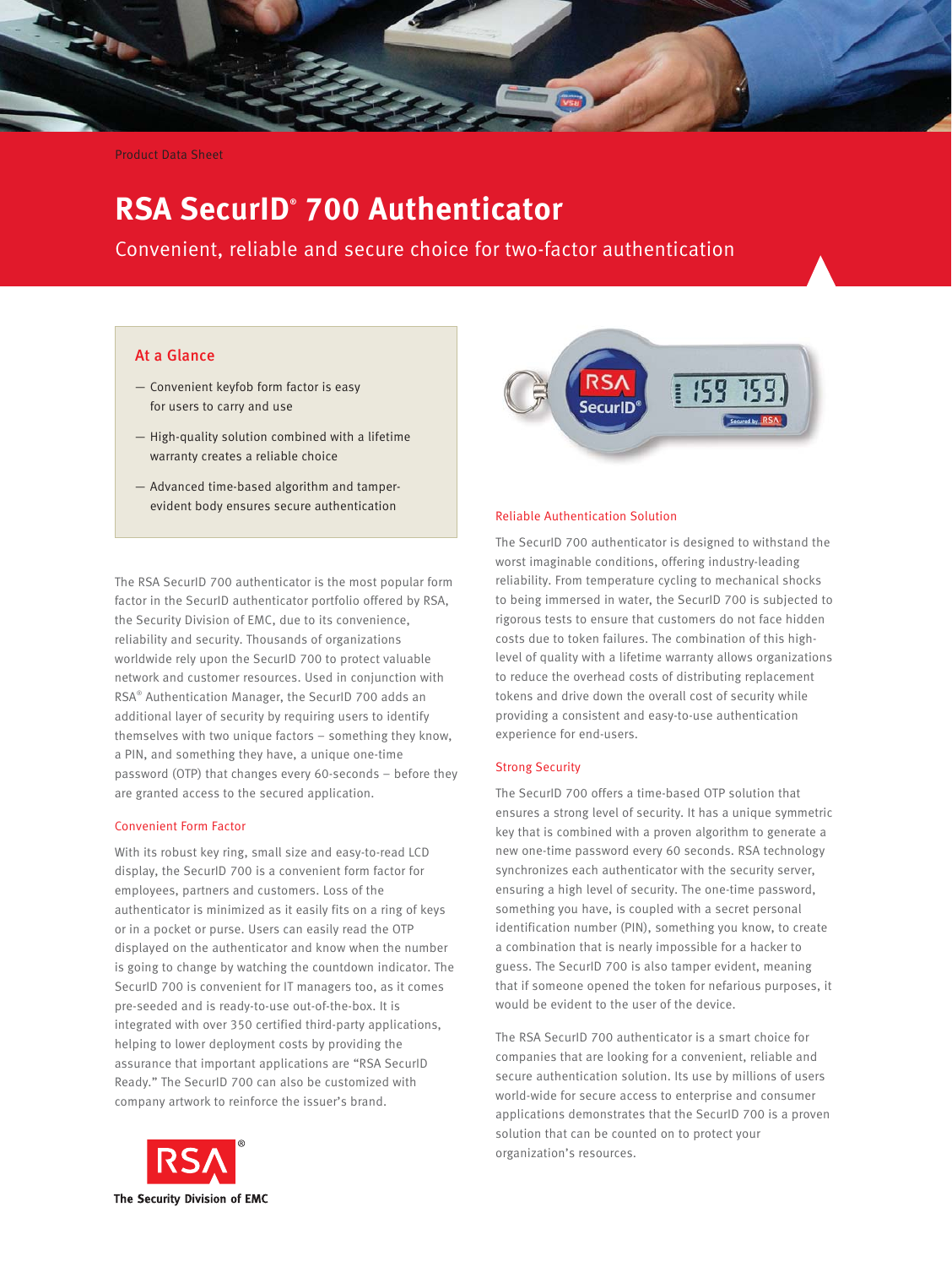Product Data Sheet

# RSA SecurID® 700 Authenticator

Convenient, reliable and secure choice for two-factor authentication

## At a Glance

- Convenient keyfob form factor is easy for users to carry and use
- High-quality solution combined with a lifetime warranty creates a reliable choice
- Advanced time-based algorithm and tamper-evident body ensures secure authentication

The RSA SecurID 700 authenticator is the most popular form factor in the SecurID authenticator portfolio offered by RSA, the Security Division of EMC, due to its convenience, reliability and security. Thousands of organizations worldwide rely upon the SecurID 700 to protect valuable network and customer resources. Used in conjunction with RSA® Authentication Manager, the SecurID 700 adds an additional layer of security by requiring users to identify themselves with two unique factors – something they know, a PIN, and something they have, a unique one-time password (OTP) that changes every 60-seconds – before they are granted access to the secured application.

### Convenient Form Factor

With its robust key ring, small size and easy-to-read LCD display, the SecurID 700 is a convenient form factor for employees, partners and customers. Loss of the authenticator is minimized as it easily fits on a ring of keys or in a pocket or purse. Users can easily read the OTP displayed on the authenticator and know when the number is going to change by watching the countdown indicator. The SecurID 700 is convenient for IT managers too, as it comes pre-seeded and is ready-to-use out-of-the-box. It is integrated with over 350 certified third-party applications, helping to lower deployment costs by providing the assurance that important applications are "RSA SecurID Ready." The SecurID 700 can also be customized with company artwork to reinforce the issuer's brand.

### Reliable Authentication Solution

The SecurID 700 authenticator is designed to withstand the worst imaginable conditions, offering industry-leading reliability. From temperature cycling to mechanical shocks to being immersed in water, the SecurID 700 is subjected to rigorous tests to ensure that customers do not face hidden costs due to token failures. The combination of this high-level of quality with a lifetime warranty allows organizations to reduce the overhead costs of distributing replacement tokens and drive down the overall cost of security while providing a consistent and easy-to-use authentication experience for end-users.

### Strong Security

The SecurID 700 offers a time-based OTP solution that ensures a strong level of security. It has a unique symmetric key that is combined with a proven algorithm to generate a new one-time password every 60 seconds. RSA technology synchronizes each authenticator with the security server, ensuring a high level of security. The one-time password, something you have, is coupled with a secret personal identification number (PIN), something you know, to create a combination that is nearly impossible for a hacker to guess. The SecurID 700 is also tamper evident, meaning that if someone opened the token for nefarious purposes, it would be evident to the user of the device.

The RSA SecurID 700 authenticator is a smart choice for companies that are looking for a convenient, reliable and secure authentication solution. Its use by millions of users world-wide for secure access to enterprise and consumer applications demonstrates that the SecurID 700 is a proven solution that can be counted on to protect your organization's resources.

RSA® The Security Division of EMC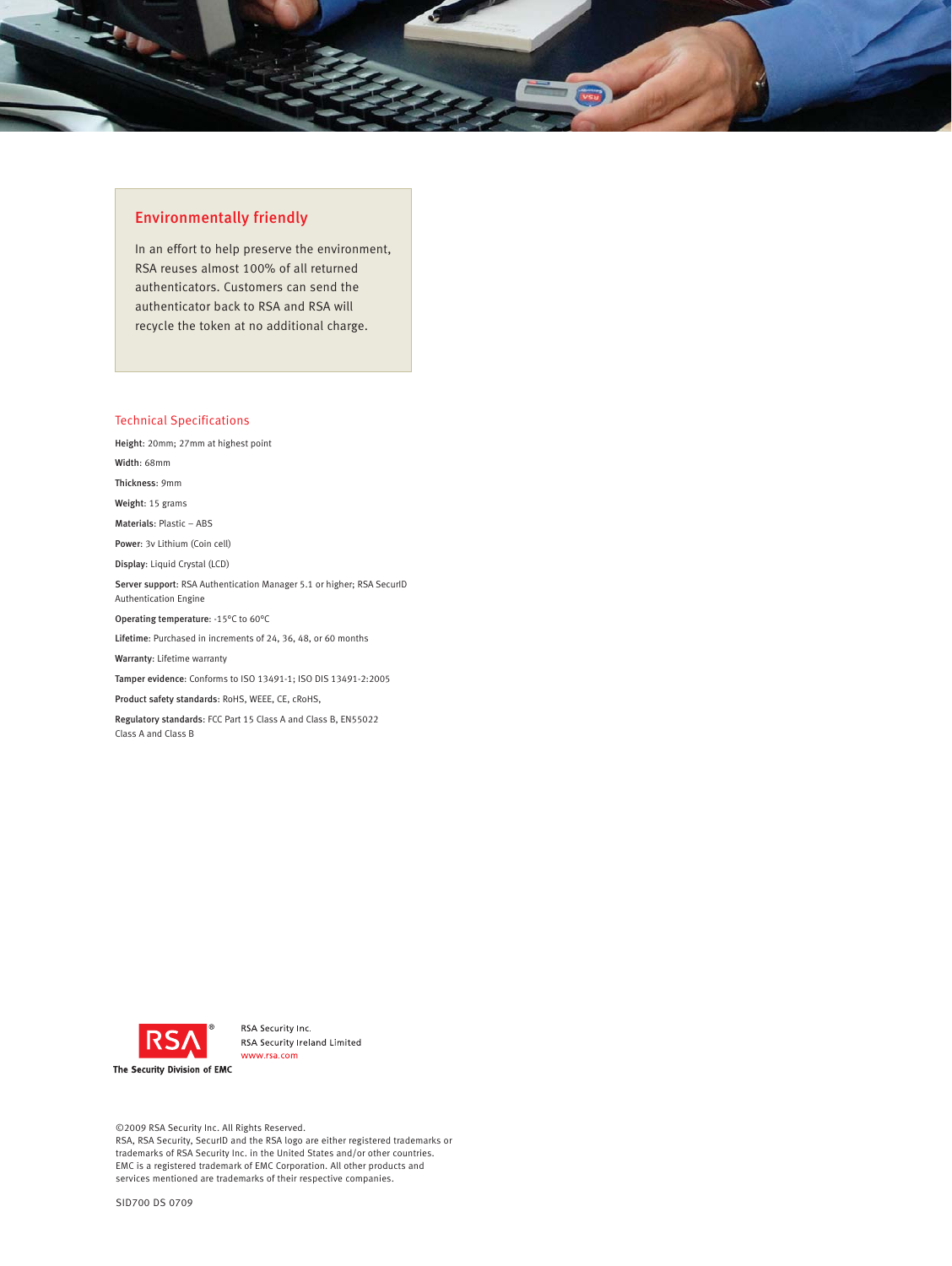## Environmentally friendly

In an effort to help preserve the environment, RSA reuses almost 100% of all returned authenticators. Customers can send the authenticator back to RSA and RSA will recycle the token at no additional charge.

## Technical Specifications

**Height**: 20mm; 27mm at highest point

**Width**: 68mm

**Thickness**: 9mm

**Weight**: 15 grams

**Materials**: Plastic – ABS

**Power**: 3v Lithium (Coin cell)

**Display**: Liquid Crystal (LCD)

**Server support**: RSA Authentication Manager 5.1 or higher; RSA SecurID Authentication Engine

**Operating temperature**: -15°C to 60°C

**Lifetime**: Purchased in increments of 24, 36, 48, or 60 months

**Warranty**: Lifetime warranty

**Tamper evidence**: Conforms to ISO 13491-1; ISO DIS 13491-2:2005

**Product safety standards**: RoHS, WEEE, CE, cRoHS,

**Regulatory standards**: FCC Part 15 Class A and Class B, EN55022 Class A and Class B

RSA®

**The Security Division of EMC**

RSA Security Inc.
RSA Security Ireland Limited
www.rsa.com

©2009 RSA Security Inc. All Rights Reserved.
RSA, RSA Security, SecurID and the RSA logo are either registered trademarks or trademarks of RSA Security Inc. in the United States and/or other countries.
EMC is a registered trademark of EMC Corporation. All other products and services mentioned are trademarks of their respective companies.

SID700 DS 0709